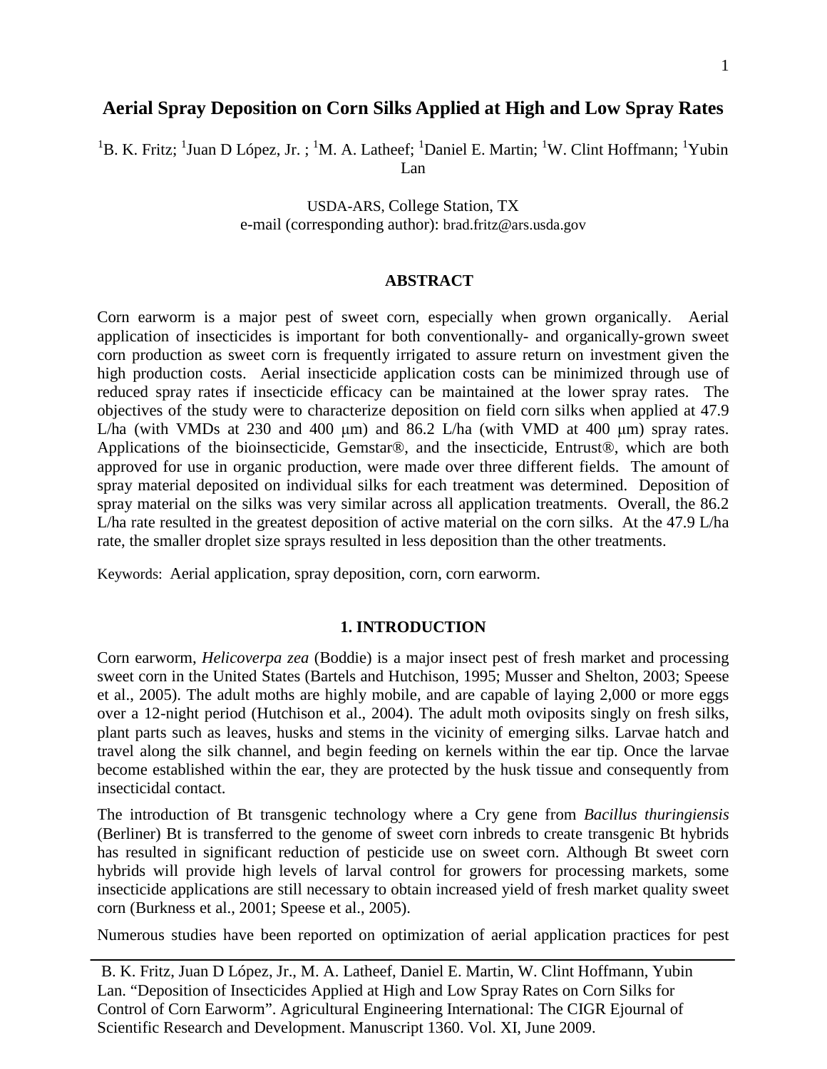# Aerial Spray Deposition on Corn Silks Applied at High and Low Spray Rates

[1]B. K. Fritz; [1]Juan D López, Jr. ; [1]M. A. Latheef; [1]Daniel E. Martin; [1]W. Clint Hoffmann; [1]Yubin Lan

USDA-ARS, College Station, TX
e-mail (corresponding author): brad.fritz@ars.usda.gov

## ABSTRACT

Corn earworm is a major pest of sweet corn, especially when grown organically. Aerial application of insecticides is important for both conventionally- and organically-grown sweet corn production as sweet corn is frequently irrigated to assure return on investment given the high production costs. Aerial insecticide application costs can be minimized through use of reduced spray rates if insecticide efficacy can be maintained at the lower spray rates. The objectives of the study were to characterize deposition on field corn silks when applied at 47.9 L/ha (with VMDs at 230 and 400 μm) and 86.2 L/ha (with VMD at 400 μm) spray rates. Applications of the bioinsecticide, Gemstar®, and the insecticide, Entrust®, which are both approved for use in organic production, were made over three different fields. The amount of spray material deposited on individual silks for each treatment was determined. Deposition of spray material on the silks was very similar across all application treatments. Overall, the 86.2 L/ha rate resulted in the greatest deposition of active material on the corn silks. At the 47.9 L/ha rate, the smaller droplet size sprays resulted in less deposition than the other treatments.

Keywords: Aerial application, spray deposition, corn, corn earworm.

## 1. INTRODUCTION

Corn earworm, *Helicoverpa zea* (Boddie) is a major insect pest of fresh market and processing sweet corn in the United States (Bartels and Hutchison, 1995; Musser and Shelton, 2003; Speese et al., 2005). The adult moths are highly mobile, and are capable of laying 2,000 or more eggs over a 12-night period (Hutchison et al., 2004). The adult moth oviposits singly on fresh silks, plant parts such as leaves, husks and stems in the vicinity of emerging silks. Larvae hatch and travel along the silk channel, and begin feeding on kernels within the ear tip. Once the larvae become established within the ear, they are protected by the husk tissue and consequently from insecticidal contact.

The introduction of Bt transgenic technology where a Cry gene from *Bacillus thuringiensis* (Berliner) Bt is transferred to the genome of sweet corn inbreds to create transgenic Bt hybrids has resulted in significant reduction of pesticide use on sweet corn. Although Bt sweet corn hybrids will provide high levels of larval control for growers for processing markets, some insecticide applications are still necessary to obtain increased yield of fresh market quality sweet corn (Burkness et al., 2001; Speese et al., 2005).

Numerous studies have been reported on optimization of aerial application practices for pest

B. K. Fritz, Juan D López, Jr., M. A. Latheef, Daniel E. Martin, W. Clint Hoffmann, Yubin Lan. "Deposition of Insecticides Applied at High and Low Spray Rates on Corn Silks for Control of Corn Earworm". Agricultural Engineering International: The CIGR Ejournal of Scientific Research and Development. Manuscript 1360. Vol. XI, June 2009.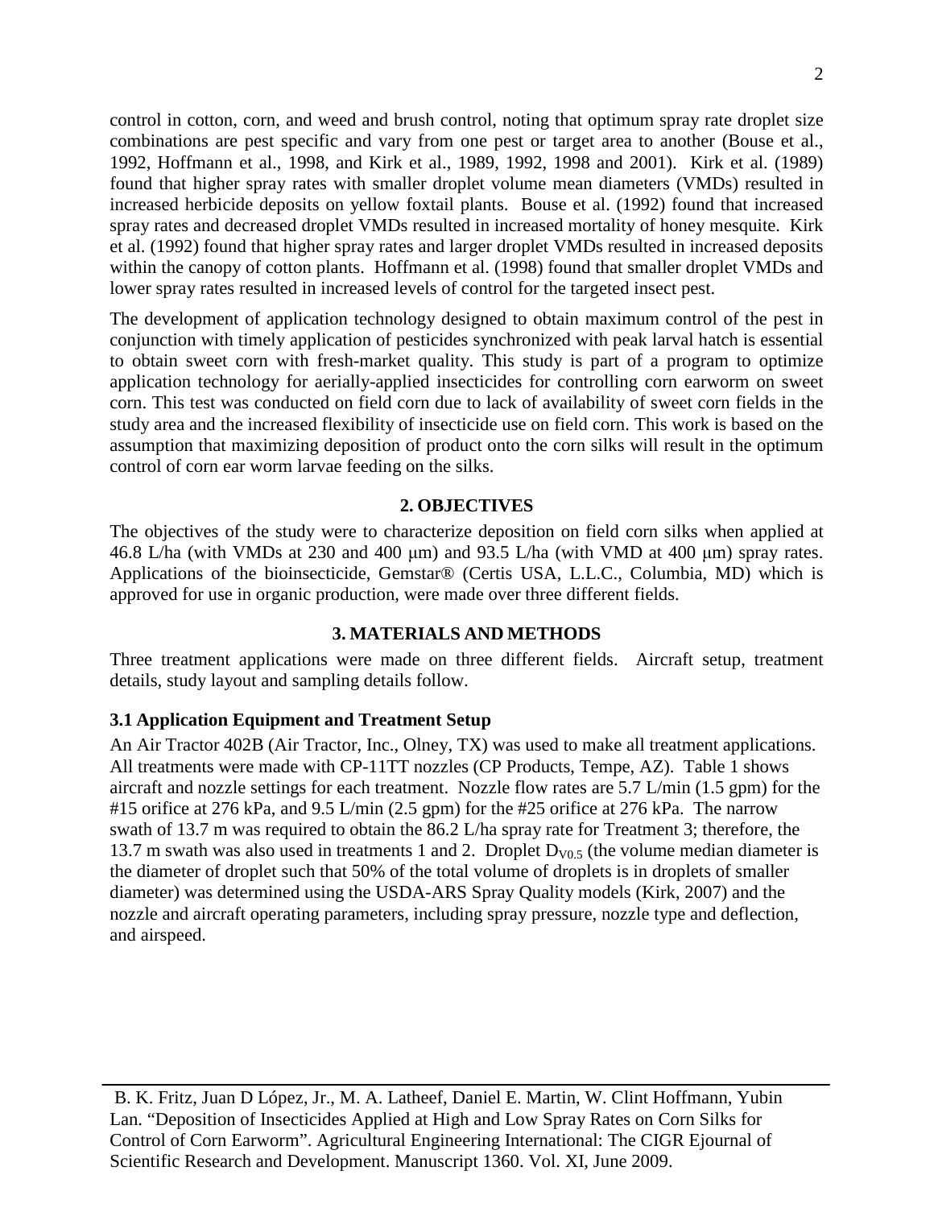control in cotton, corn, and weed and brush control, noting that optimum spray rate droplet size combinations are pest specific and vary from one pest or target area to another (Bouse et al., 1992, Hoffmann et al., 1998, and Kirk et al., 1989, 1992, 1998 and 2001). Kirk et al. (1989) found that higher spray rates with smaller droplet volume mean diameters (VMDs) resulted in increased herbicide deposits on yellow foxtail plants. Bouse et al. (1992) found that increased spray rates and decreased droplet VMDs resulted in increased mortality of honey mesquite. Kirk et al. (1992) found that higher spray rates and larger droplet VMDs resulted in increased deposits within the canopy of cotton plants. Hoffmann et al. (1998) found that smaller droplet VMDs and lower spray rates resulted in increased levels of control for the targeted insect pest.

The development of application technology designed to obtain maximum control of the pest in conjunction with timely application of pesticides synchronized with peak larval hatch is essential to obtain sweet corn with fresh-market quality. This study is part of a program to optimize application technology for aerially-applied insecticides for controlling corn earworm on sweet corn. This test was conducted on field corn due to lack of availability of sweet corn fields in the study area and the increased flexibility of insecticide use on field corn. This work is based on the assumption that maximizing deposition of product onto the corn silks will result in the optimum control of corn ear worm larvae feeding on the silks.

## 2. OBJECTIVES

The objectives of the study were to characterize deposition on field corn silks when applied at 46.8 L/ha (with VMDs at 230 and 400 μm) and 93.5 L/ha (with VMD at 400 μm) spray rates. Applications of the bioinsecticide, Gemstar® (Certis USA, L.L.C., Columbia, MD) which is approved for use in organic production, were made over three different fields.

## 3. MATERIALS AND METHODS

Three treatment applications were made on three different fields. Aircraft setup, treatment details, study layout and sampling details follow.

### 3.1 Application Equipment and Treatment Setup

An Air Tractor 402B (Air Tractor, Inc., Olney, TX) was used to make all treatment applications. All treatments were made with CP-11TT nozzles (CP Products, Tempe, AZ). Table 1 shows aircraft and nozzle settings for each treatment. Nozzle flow rates are 5.7 L/min (1.5 gpm) for the #15 orifice at 276 kPa, and 9.5 L/min (2.5 gpm) for the #25 orifice at 276 kPa. The narrow swath of 13.7 m was required to obtain the 86.2 L/ha spray rate for Treatment 3; therefore, the 13.7 m swath was also used in treatments 1 and 2. Droplet $D_{V0.5}$ (the volume median diameter is the diameter of droplet such that 50% of the total volume of droplets is in droplets of smaller diameter) was determined using the USDA-ARS Spray Quality models (Kirk, 2007) and the nozzle and aircraft operating parameters, including spray pressure, nozzle type and deflection, and airspeed.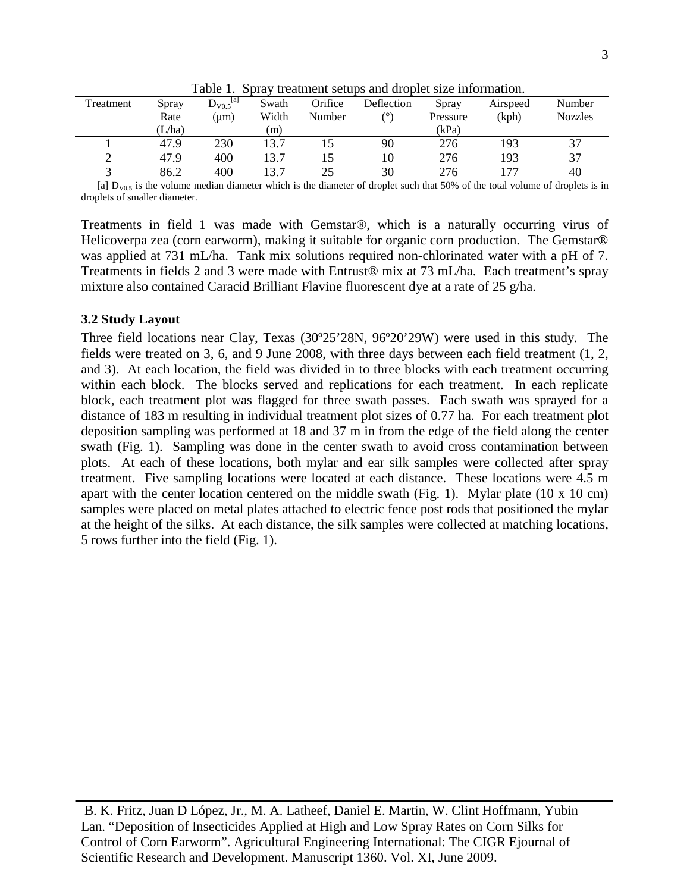Table 1. Spray treatment setups and droplet size information.

| Treatment | Spray Rate (L/ha) | $D_{V0.5}$ [a] (µm) | Swath Width (m) | Orifice Number | Deflection (°) | Spray Pressure (kPa) | Airspeed (kph) | Number Nozzles |
|---|---|---|---|---|---|---|---|---|
| 1 | 47.9 | 230 | 13.7 | 15 | 90 | 276 | 193 | 37 |
| 2 | 47.9 | 400 | 13.7 | 15 | 10 | 276 | 193 | 37 |
| 3 | 86.2 | 400 | 13.7 | 25 | 30 | 276 | 177 | 40 |

[a] $D_{V0.5}$ is the volume median diameter which is the diameter of droplet such that 50% of the total volume of droplets is in droplets of smaller diameter.

Treatments in field 1 was made with Gemstar®, which is a naturally occurring virus of Helicoverpa zea (corn earworm), making it suitable for organic corn production. The Gemstar® was applied at 731 mL/ha. Tank mix solutions required non-chlorinated water with a pH of 7. Treatments in fields 2 and 3 were made with Entrust® mix at 73 mL/ha. Each treatment's spray mixture also contained Caracid Brilliant Flavine fluorescent dye at a rate of 25 g/ha.

### 3.2 Study Layout

Three field locations near Clay, Texas (30º25'28N, 96º20'29W) were used in this study. The fields were treated on 3, 6, and 9 June 2008, with three days between each field treatment (1, 2, and 3). At each location, the field was divided in to three blocks with each treatment occurring within each block. The blocks served and replications for each treatment. In each replicate block, each treatment plot was flagged for three swath passes. Each swath was sprayed for a distance of 183 m resulting in individual treatment plot sizes of 0.77 ha. For each treatment plot deposition sampling was performed at 18 and 37 m in from the edge of the field along the center swath (Fig. 1). Sampling was done in the center swath to avoid cross contamination between plots. At each of these locations, both mylar and ear silk samples were collected after spray treatment. Five sampling locations were located at each distance. These locations were 4.5 m apart with the center location centered on the middle swath (Fig. 1). Mylar plate (10 x 10 cm) samples were placed on metal plates attached to electric fence post rods that positioned the mylar at the height of the silks. At each distance, the silk samples were collected at matching locations, 5 rows further into the field (Fig. 1).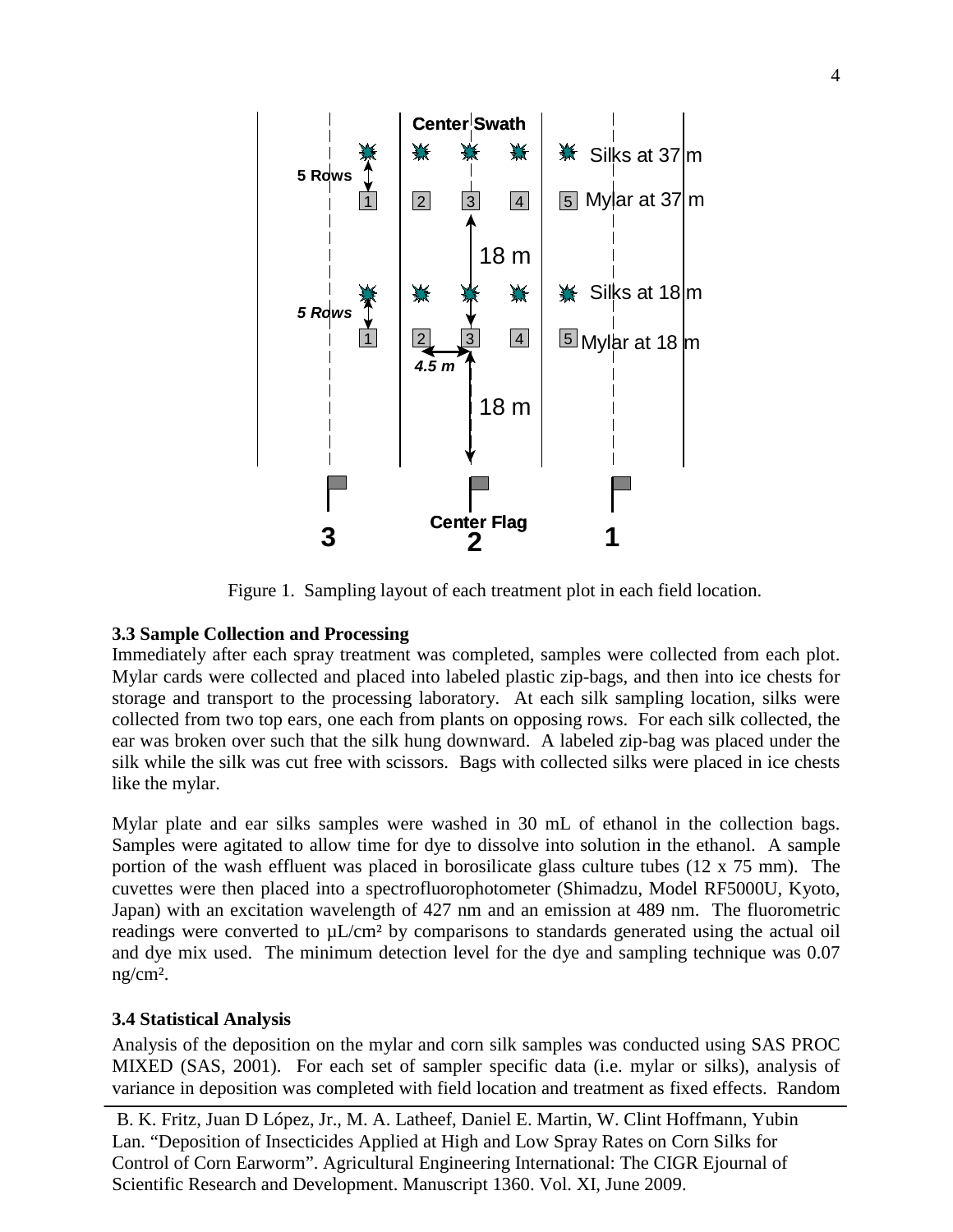Figure 1. Sampling layout of each treatment plot in each field location.

**3.3 Sample Collection and Processing**

Immediately after each spray treatment was completed, samples were collected from each plot. Mylar cards were collected and placed into labeled plastic zip-bags, and then into ice chests for storage and transport to the processing laboratory. At each silk sampling location, silks were collected from two top ears, one each from plants on opposing rows. For each silk collected, the ear was broken over such that the silk hung downward. A labeled zip-bag was placed under the silk while the silk was cut free with scissors. Bags with collected silks were placed in ice chests like the mylar.

Mylar plate and ear silks samples were washed in 30 mL of ethanol in the collection bags. Samples were agitated to allow time for dye to dissolve into solution in the ethanol. A sample portion of the wash effluent was placed in borosilicate glass culture tubes (12 x 75 mm). The cuvettes were then placed into a spectrofluorophotometer (Shimadzu, Model RF5000U, Kyoto, Japan) with an excitation wavelength of 427 nm and an emission at 489 nm. The fluorometric readings were converted to µL/cm² by comparisons to standards generated using the actual oil and dye mix used. The minimum detection level for the dye and sampling technique was 0.07 ng/cm².

**3.4 Statistical Analysis**

Analysis of the deposition on the mylar and corn silk samples was conducted using SAS PROC MIXED (SAS, 2001). For each set of sampler specific data (i.e. mylar or silks), analysis of variance in deposition was completed with field location and treatment as fixed effects. Random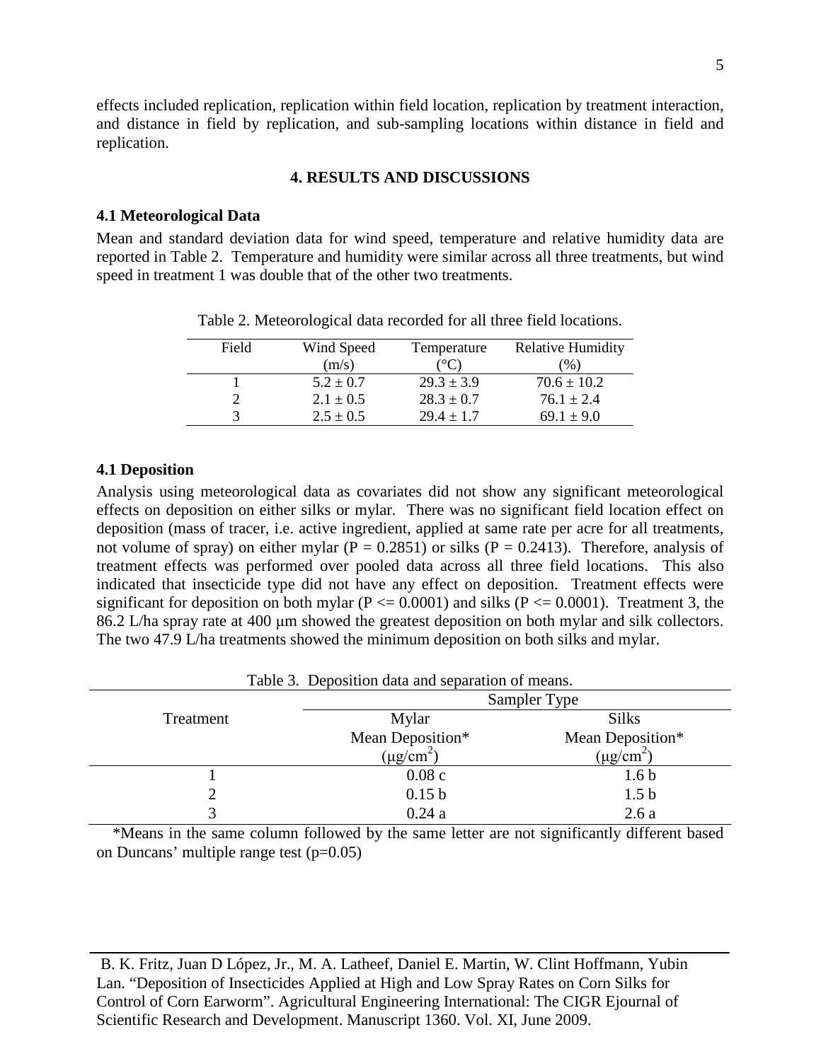effects included replication, replication within field location, replication by treatment interaction, and distance in field by replication, and sub-sampling locations within distance in field and replication.

## 4. RESULTS AND DISCUSSIONS

### 4.1 Meteorological Data

Mean and standard deviation data for wind speed, temperature and relative humidity data are reported in Table 2. Temperature and humidity were similar across all three treatments, but wind speed in treatment 1 was double that of the other two treatments.

Table 2. Meteorological data recorded for all three field locations.

| Field | Wind Speed (m/s) | Temperature (°C) | Relative Humidity (%) |
|---|---|---|---|
| 1 | 5.2 ± 0.7 | 29.3 ± 3.9 | 70.6 ± 10.2 |
| 2 | 2.1 ± 0.5 | 28.3 ± 0.7 | 76.1 ± 2.4 |
| 3 | 2.5 ± 0.5 | 29.4 ± 1.7 | 69.1 ± 9.0 |

### 4.1 Deposition

Analysis using meteorological data as covariates did not show any significant meteorological effects on deposition on either silks or mylar. There was no significant field location effect on deposition (mass of tracer, i.e. active ingredient, applied at same rate per acre for all treatments, not volume of spray) on either mylar ($P = 0.2851$) or silks ($P = 0.2413$). Therefore, analysis of treatment effects was performed over pooled data across all three field locations. This also indicated that insecticide type did not have any effect on deposition. Treatment effects were significant for deposition on both mylar ($P <= 0.0001$) and silks ($P <= 0.0001$). Treatment 3, the 86.2 L/ha spray rate at 400 μm showed the greatest deposition on both mylar and silk collectors. The two 47.9 L/ha treatments showed the minimum deposition on both silks and mylar.

Table 3. Deposition data and separation of means.

| Treatment | Sampler Type | |
|---|---|---|
| | Mylar Mean Deposition* ($\mu g/cm^2$) | Silks Mean Deposition* ($\mu g/cm^2$) |
| 1 | 0.08 c | 1.6 b |
| 2 | 0.15 b | 1.5 b |
| 3 | 0.24 a | 2.6 a |

*Means in the same column followed by the same letter are not significantly different based on Duncans' multiple range test (p=0.05)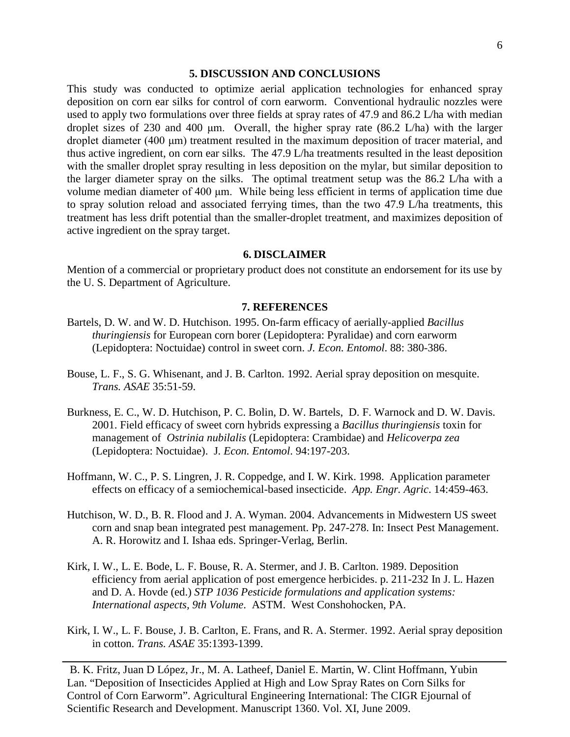## 5. DISCUSSION AND CONCLUSIONS

This study was conducted to optimize aerial application technologies for enhanced spray deposition on corn ear silks for control of corn earworm. Conventional hydraulic nozzles were used to apply two formulations over three fields at spray rates of 47.9 and 86.2 L/ha with median droplet sizes of 230 and 400 μm. Overall, the higher spray rate (86.2 L/ha) with the larger droplet diameter (400 μm) treatment resulted in the maximum deposition of tracer material, and thus active ingredient, on corn ear silks. The 47.9 L/ha treatments resulted in the least deposition with the smaller droplet spray resulting in less deposition on the mylar, but similar deposition to the larger diameter spray on the silks. The optimal treatment setup was the 86.2 L/ha with a volume median diameter of 400 μm. While being less efficient in terms of application time due to spray solution reload and associated ferrying times, than the two 47.9 L/ha treatments, this treatment has less drift potential than the smaller-droplet treatment, and maximizes deposition of active ingredient on the spray target.

## 6. DISCLAIMER

Mention of a commercial or proprietary product does not constitute an endorsement for its use by the U. S. Department of Agriculture.

## 7. REFERENCES

Bartels, D. W. and W. D. Hutchison. 1995. On-farm efficacy of aerially-applied *Bacillus thuringiensis* for European corn borer (Lepidoptera: Pyralidae) and corn earworm (Lepidoptera: Noctuidae) control in sweet corn. *J. Econ. Entomol*. 88: 380-386.

Bouse, L. F., S. G. Whisenant, and J. B. Carlton. 1992. Aerial spray deposition on mesquite. *Trans. ASAE* 35:51-59.

Burkness, E. C., W. D. Hutchison, P. C. Bolin, D. W. Bartels, D. F. Warnock and D. W. Davis. 2001. Field efficacy of sweet corn hybrids expressing a *Bacillus thuringiensis* toxin for management of *Ostrinia nubilalis* (Lepidoptera: Crambidae) and *Helicoverpa zea* (Lepidoptera: Noctuidae). J. *Econ. Entomol*. 94:197-203.

Hoffmann, W. C., P. S. Lingren, J. R. Coppedge, and I. W. Kirk. 1998. Application parameter effects on efficacy of a semiochemical-based insecticide. *App. Engr. Agric*. 14:459-463.

Hutchison, W. D., B. R. Flood and J. A. Wyman. 2004. Advancements in Midwestern US sweet corn and snap bean integrated pest management. Pp. 247-278. In: Insect Pest Management. A. R. Horowitz and I. Ishaa eds. Springer-Verlag, Berlin.

Kirk, I. W., L. E. Bode, L. F. Bouse, R. A. Stermer, and J. B. Carlton. 1989. Deposition efficiency from aerial application of post emergence herbicides. p. 211-232 In J. L. Hazen and D. A. Hovde (ed.) *STP 1036 Pesticide formulations and application systems: International aspects, 9th Volume*. ASTM. West Conshohocken, PA.

Kirk, I. W., L. F. Bouse, J. B. Carlton, E. Frans, and R. A. Stermer. 1992. Aerial spray deposition in cotton. *Trans. ASAE* 35:1393-1399.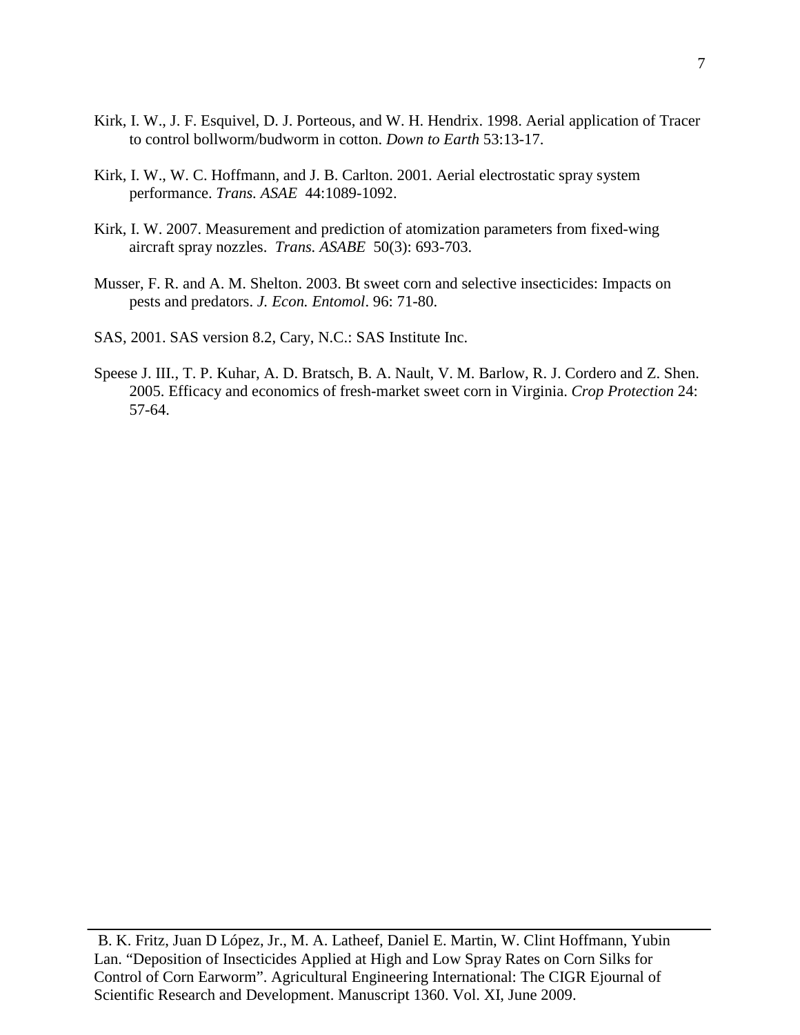Kirk, I. W., J. F. Esquivel, D. J. Porteous, and W. H. Hendrix. 1998. Aerial application of Tracer to control bollworm/budworm in cotton. *Down to Earth* 53:13-17.

Kirk, I. W., W. C. Hoffmann, and J. B. Carlton. 2001. Aerial electrostatic spray system performance. *Trans. ASAE* 44:1089-1092.

Kirk, I. W. 2007. Measurement and prediction of atomization parameters from fixed-wing aircraft spray nozzles. *Trans. ASABE* 50(3): 693-703.

Musser, F. R. and A. M. Shelton. 2003. Bt sweet corn and selective insecticides: Impacts on pests and predators. *J. Econ. Entomol*. 96: 71-80.

SAS, 2001. SAS version 8.2, Cary, N.C.: SAS Institute Inc.

Speese J. III., T. P. Kuhar, A. D. Bratsch, B. A. Nault, V. M. Barlow, R. J. Cordero and Z. Shen. 2005. Efficacy and economics of fresh-market sweet corn in Virginia. *Crop Protection* 24: 57-64.